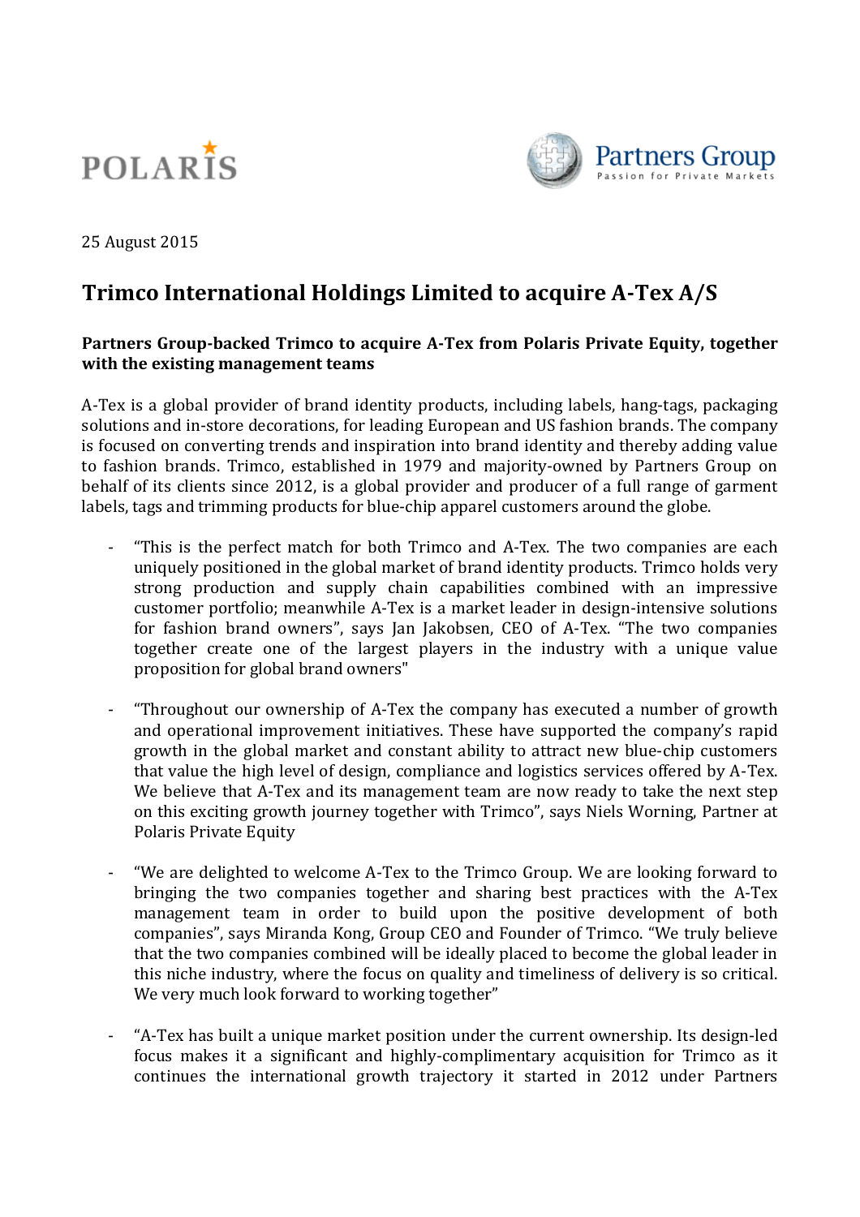POLARIS

Partners Group
Passion for Private Markets

25 August 2015

# Trimco International Holdings Limited to acquire A-Tex A/S

**Partners Group-backed Trimco to acquire A-Tex from Polaris Private Equity, together with the existing management teams**

A-Tex is a global provider of brand identity products, including labels, hang-tags, packaging solutions and in-store decorations, for leading European and US fashion brands. The company is focused on converting trends and inspiration into brand identity and thereby adding value to fashion brands. Trimco, established in 1979 and majority-owned by Partners Group on behalf of its clients since 2012, is a global provider and producer of a full range of garment labels, tags and trimming products for blue-chip apparel customers around the globe.

- "This is the perfect match for both Trimco and A-Tex. The two companies are each uniquely positioned in the global market of brand identity products. Trimco holds very strong production and supply chain capabilities combined with an impressive customer portfolio; meanwhile A-Tex is a market leader in design-intensive solutions for fashion brand owners", says Jan Jakobsen, CEO of A-Tex. "The two companies together create one of the largest players in the industry with a unique value proposition for global brand owners"

- "Throughout our ownership of A-Tex the company has executed a number of growth and operational improvement initiatives. These have supported the company's rapid growth in the global market and constant ability to attract new blue-chip customers that value the high level of design, compliance and logistics services offered by A-Tex. We believe that A-Tex and its management team are now ready to take the next step on this exciting growth journey together with Trimco", says Niels Worning, Partner at Polaris Private Equity

- "We are delighted to welcome A-Tex to the Trimco Group. We are looking forward to bringing the two companies together and sharing best practices with the A-Tex management team in order to build upon the positive development of both companies", says Miranda Kong, Group CEO and Founder of Trimco. "We truly believe that the two companies combined will be ideally placed to become the global leader in this niche industry, where the focus on quality and timeliness of delivery is so critical. We very much look forward to working together"

- "A-Tex has built a unique market position under the current ownership. Its design-led focus makes it a significant and highly-complimentary acquisition for Trimco as it continues the international growth trajectory it started in 2012 under Partners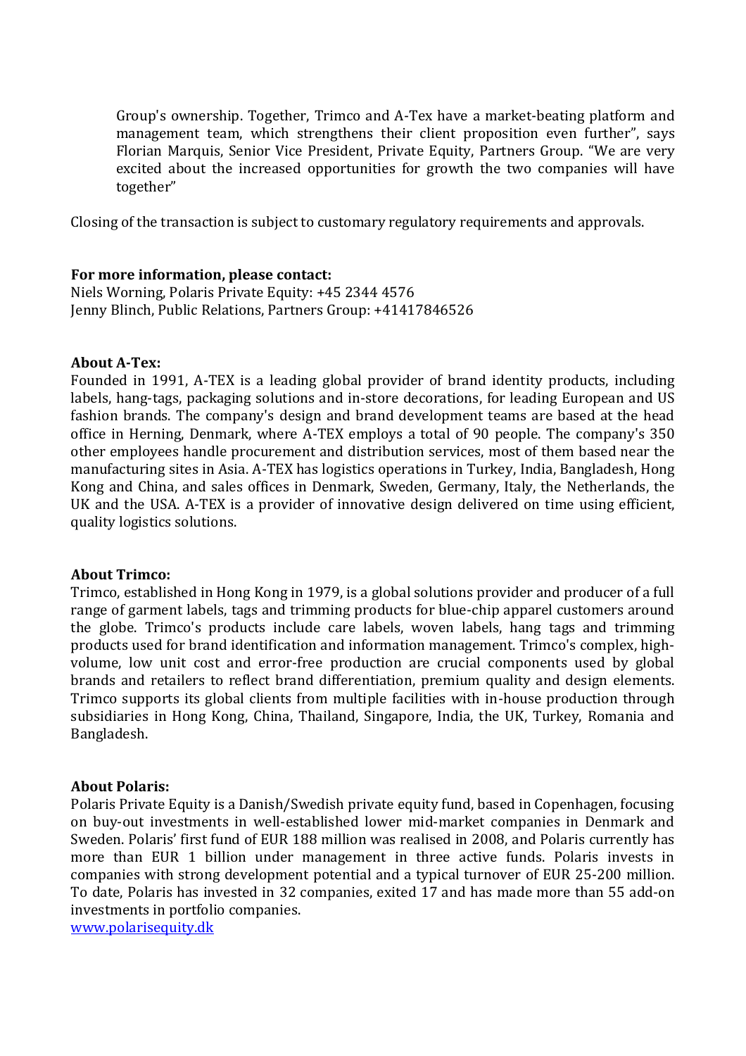Group's ownership. Together, Trimco and A-Tex have a market-beating platform and management team, which strengthens their client proposition even further", says Florian Marquis, Senior Vice President, Private Equity, Partners Group. "We are very excited about the increased opportunities for growth the two companies will have together"

Closing of the transaction is subject to customary regulatory requirements and approvals.

**For more information, please contact:**
Niels Worning, Polaris Private Equity: +45 2344 4576
Jenny Blinch, Public Relations, Partners Group: +41417846526

**About A-Tex:**
Founded in 1991, A-TEX is a leading global provider of brand identity products, including labels, hang-tags, packaging solutions and in-store decorations, for leading European and US fashion brands. The company's design and brand development teams are based at the head office in Herning, Denmark, where A-TEX employs a total of 90 people. The company's 350 other employees handle procurement and distribution services, most of them based near the manufacturing sites in Asia. A-TEX has logistics operations in Turkey, India, Bangladesh, Hong Kong and China, and sales offices in Denmark, Sweden, Germany, Italy, the Netherlands, the UK and the USA. A-TEX is a provider of innovative design delivered on time using efficient, quality logistics solutions.

**About Trimco:**
Trimco, established in Hong Kong in 1979, is a global solutions provider and producer of a full range of garment labels, tags and trimming products for blue-chip apparel customers around the globe. Trimco's products include care labels, woven labels, hang tags and trimming products used for brand identification and information management. Trimco's complex, high-volume, low unit cost and error-free production are crucial components used by global brands and retailers to reflect brand differentiation, premium quality and design elements. Trimco supports its global clients from multiple facilities with in-house production through subsidiaries in Hong Kong, China, Thailand, Singapore, India, the UK, Turkey, Romania and Bangladesh.

**About Polaris:**
Polaris Private Equity is a Danish/Swedish private equity fund, based in Copenhagen, focusing on buy-out investments in well-established lower mid-market companies in Denmark and Sweden. Polaris' first fund of EUR 188 million was realised in 2008, and Polaris currently has more than EUR 1 billion under management in three active funds. Polaris invests in companies with strong development potential and a typical turnover of EUR 25-200 million. To date, Polaris has invested in 32 companies, exited 17 and has made more than 55 add-on investments in portfolio companies.
[www.polarisequity.dk](http://www.polarisequity.dk)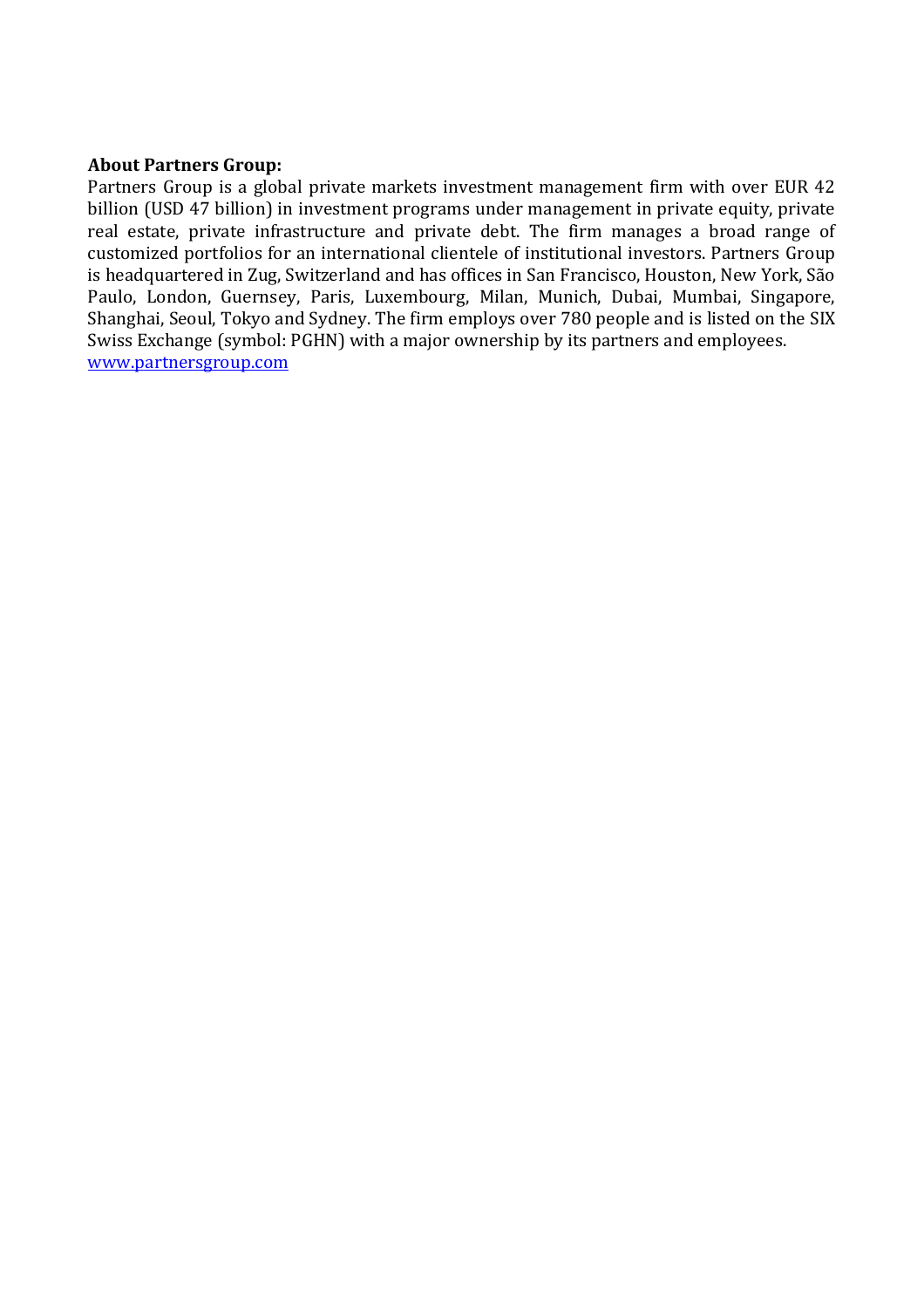**About Partners Group:**

Partners Group is a global private markets investment management firm with over EUR 42 billion (USD 47 billion) in investment programs under management in private equity, private real estate, private infrastructure and private debt. The firm manages a broad range of customized portfolios for an international clientele of institutional investors. Partners Group is headquartered in Zug, Switzerland and has offices in San Francisco, Houston, New York, São Paulo, London, Guernsey, Paris, Luxembourg, Milan, Munich, Dubai, Mumbai, Singapore, Shanghai, Seoul, Tokyo and Sydney. The firm employs over 780 people and is listed on the SIX Swiss Exchange (symbol: PGHN) with a major ownership by its partners and employees.
[www.partnersgroup.com](http://www.partnersgroup.com)